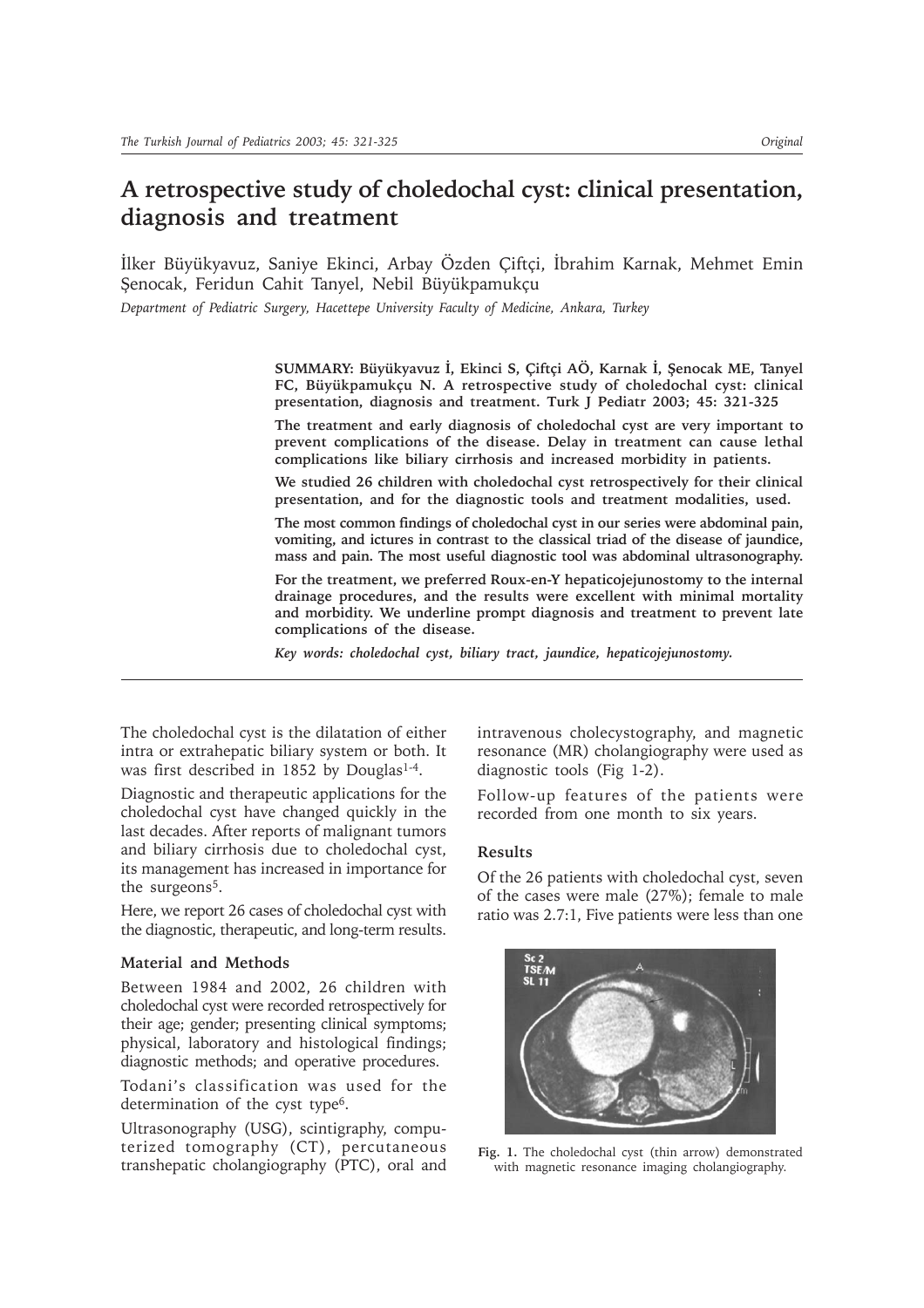# A retrospective study of choledochal cyst: clinical presentation, diagnosis and treatment

İlker Büyükyavuz, Saniye Ekinci, Arbay Özden Çiftçi, İbrahim Karnak, Mehmet Emin Şenocak, Feridun Cahit Tanyel, Nebil Büyükpamukçu

*Department of Pediatric Surgery, Hacettepe University Faculty of Medicine, Ankara, Turkey*

**SUMMARY: Büyükyavuz İ, Ekinci S, Çiftçi AÖ, Karnak İ, Şenocak ME, Tanyel FC, Büyükpamukçu N. A retrospective study of choledochal cyst: clinical presentation, diagnosis and treatment. Turk J Pediatr 2003; 45: 321-325**

**The treatment and early diagnosis of choledochal cyst are very important to prevent complications of the disease. Delay in treatment can cause lethal complications like biliary cirrhosis and increased morbidity in patients.**

**We studied 26 children with choledochal cyst retrospectively for their clinical presentation, and for the diagnostic tools and treatment modalities, used.**

**The most common findings of choledochal cyst in our series were abdominal pain, vomiting, and ictures in contrast to the classical triad of the disease of jaundice, mass and pain. The most useful diagnostic tool was abdominal ultrasonography.**

**For the treatment, we preferred Roux-en-Y hepaticojejunostomy to the internal drainage procedures, and the results were excellent with minimal mortality and morbidity. We underline prompt diagnosis and treatment to prevent late complications of the disease.**

***Key words: choledochal cyst, biliary tract, jaundice, hepaticojejunostomy.***

The choledochal cyst is the dilatation of either intra or extrahepatic biliary system or both. It was first described in 1852 by Douglas[1-4].

Diagnostic and therapeutic applications for the choledochal cyst have changed quickly in the last decades. After reports of malignant tumors and biliary cirrhosis due to choledochal cyst, its management has increased in importance for the surgeons[5].

Here, we report 26 cases of choledochal cyst with the diagnostic, therapeutic, and long-term results.

## Material and Methods

Between 1984 and 2002, 26 children with choledochal cyst were recorded retrospectively for their age; gender; presenting clinical symptoms; physical, laboratory and histological findings; diagnostic methods; and operative procedures.

Todani's classification was used for the determination of the cyst type[6].

Ultrasonography (USG), scintigraphy, computerized tomography (CT), percutaneous transhepatic cholangiography (PTC), oral and intravenous cholecystography, and magnetic resonance (MR) cholangiography were used as diagnostic tools (Fig 1-2).

Follow-up features of the patients were recorded from one month to six years.

## Results

Of the 26 patients with choledochal cyst, seven of the cases were male (27%); female to male ratio was 2.7:1, Five patients were less than one

Fig. 1. The choledochal cyst (thin arrow) demonstrated with magnetic resonance imaging cholangiography.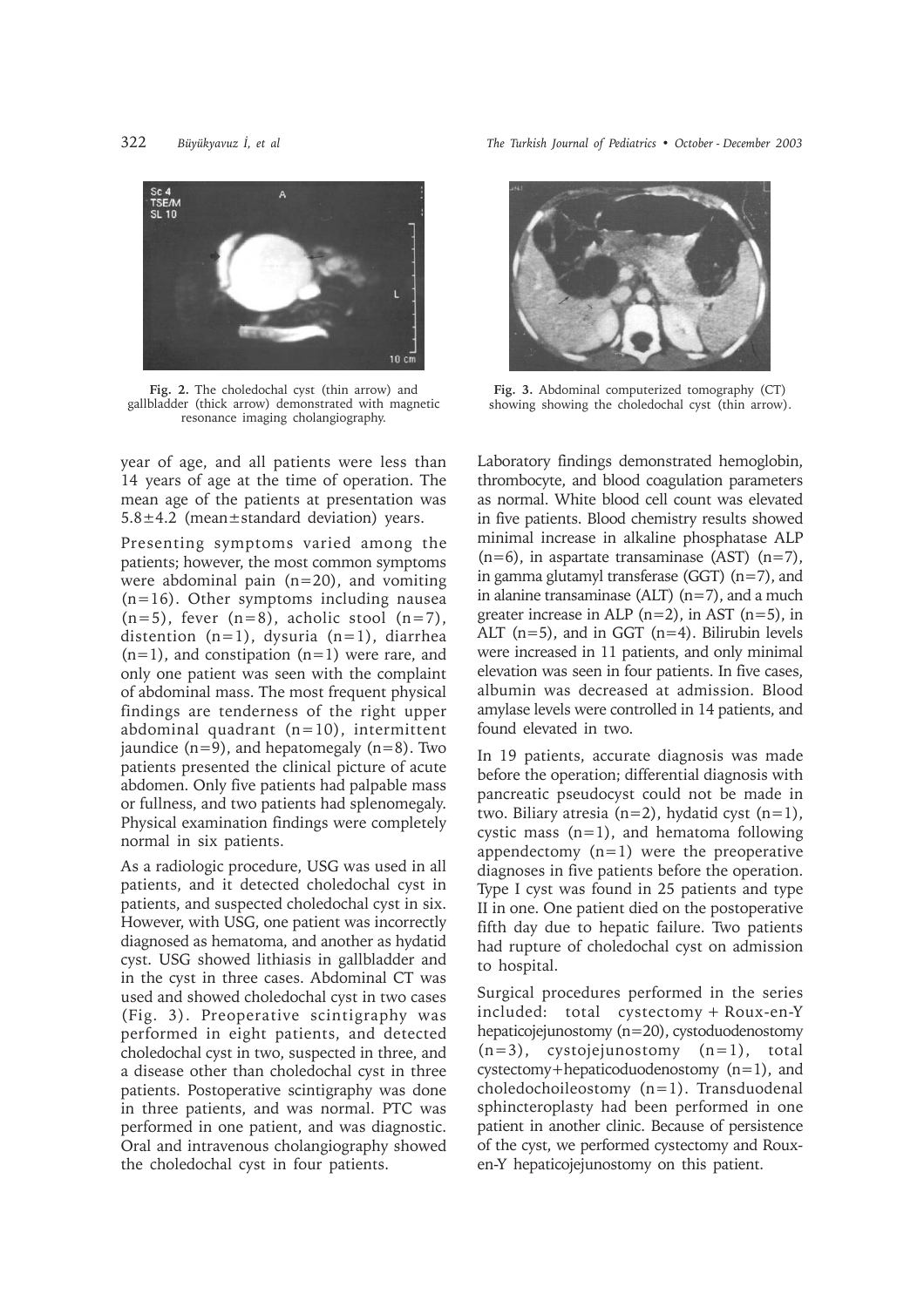Fig. 2. The choledochal cyst (thin arrow) and gallbladder (thick arrow) demonstrated with magnetic resonance imaging cholangiography.

Fig. 3. Abdominal computerized tomography (CT) showing showing the choledochal cyst (thin arrow).

year of age, and all patients were less than 14 years of age at the time of operation. The mean age of the patients at presentation was 5.8±4.2 (mean±standard deviation) years.

Presenting symptoms varied among the patients; however, the most common symptoms were abdominal pain (n=20), and vomiting (n=16). Other symptoms including nausea (n=5), fever (n=8), acholic stool (n=7), distention (n=1), dysuria (n=1), diarrhea (n=1), and constipation (n=1) were rare, and only one patient was seen with the complaint of abdominal mass. The most frequent physical findings are tenderness of the right upper abdominal quadrant (n=10), intermittent jaundice (n=9), and hepatomegaly (n=8). Two patients presented the clinical picture of acute abdomen. Only five patients had palpable mass or fullness, and two patients had splenomegaly. Physical examination findings were completely normal in six patients.

As a radiologic procedure, USG was used in all patients, and it detected choledochal cyst in patients, and suspected choledochal cyst in six. However, with USG, one patient was incorrectly diagnosed as hematoma, and another as hydatid cyst. USG showed lithiasis in gallbladder and in the cyst in three cases. Abdominal CT was used and showed choledochal cyst in two cases (Fig. 3). Preoperative scintigraphy was performed in eight patients, and detected choledochal cyst in two, suspected in three, and a disease other than choledochal cyst in three patients. Postoperative scintigraphy was done in three patients, and was normal. PTC was performed in one patient, and was diagnostic. Oral and intravenous cholangiography showed the choledochal cyst in four patients.

Laboratory findings demonstrated hemoglobin, thrombocyte, and blood coagulation parameters as normal. White blood cell count was elevated in five patients. Blood chemistry results showed minimal increase in alkaline phosphatase ALP (n=6), in aspartate transaminase (AST) (n=7), in gamma glutamyl transferase (GGT) (n=7), and in alanine transaminase (ALT) (n=7), and a much greater increase in ALP (n=2), in AST (n=5), in ALT (n=5), and in GGT (n=4). Bilirubin levels were increased in 11 patients, and only minimal elevation was seen in four patients. In five cases, albumin was decreased at admission. Blood amylase levels were controlled in 14 patients, and found elevated in two.

In 19 patients, accurate diagnosis was made before the operation; differential diagnosis with pancreatic pseudocyst could not be made in two. Biliary atresia (n=2), hydatid cyst (n=1), cystic mass (n=1), and hematoma following appendectomy (n=1) were the preoperative diagnoses in five patients before the operation. Type I cyst was found in 25 patients and type II in one. One patient died on the postoperative fifth day due to hepatic failure. Two patients had rupture of choledochal cyst on admission to hospital.

Surgical procedures performed in the series included: total cystectomy + Roux-en-Y hepaticojejunostomy (n=20), cystoduodenostomy (n=3), cystojejunostomy (n=1), total cystectomy+hepaticoduodenostomy (n=1), and choledochoileostomy (n=1). Transduodenal sphincteroplasty had been performed in one patient in another clinic. Because of persistence of the cyst, we performed cystectomy and Roux-en-Y hepaticojejunostomy on this patient.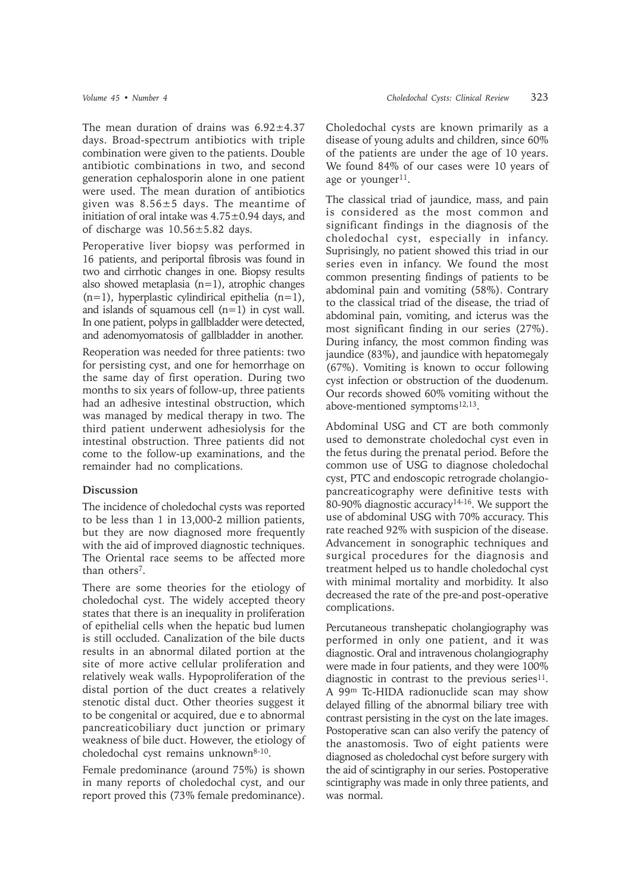The mean duration of drains was 6.92±4.37 days. Broad-spectrum antibiotics with triple combination were given to the patients. Double antibiotic combinations in two, and second generation cephalosporin alone in one patient were used. The mean duration of antibiotics given was 8.56±5 days. The meantime of initiation of oral intake was 4.75±0.94 days, and of discharge was 10.56±5.82 days.

Peroperative liver biopsy was performed in 16 patients, and periportal fibrosis was found in two and cirrhotic changes in one. Biopsy results also showed metaplasia (n=1), atrophic changes (n=1), hyperplastic cylindirical epithelia (n=1), and islands of squamous cell (n=1) in cyst wall. In one patient, polyps in gallbladder were detected, and adenomyomatosis of gallbladder in another.

Reoperation was needed for three patients: two for persisting cyst, and one for hemorrhage on the same day of first operation. During two months to six years of follow-up, three patients had an adhesive intestinal obstruction, which was managed by medical therapy in two. The third patient underwent adhesiolysis for the intestinal obstruction. Three patients did not come to the follow-up examinations, and the remainder had no complications.

## Discussion

The incidence of choledochal cysts was reported to be less than 1 in 13,000-2 million patients, but they are now diagnosed more frequently with the aid of improved diagnostic techniques. The Oriental race seems to be affected more than others[7].

There are some theories for the etiology of choledochal cyst. The widely accepted theory states that there is an inequality in proliferation of epithelial cells when the hepatic bud lumen is still occluded. Canalization of the bile ducts results in an abnormal dilated portion at the site of more active cellular proliferation and relatively weak walls. Hypoproliferation of the distal portion of the duct creates a relatively stenotic distal duct. Other theories suggest it to be congenital or acquired, due e to abnormal pancreaticobiliary duct junction or primary weakness of bile duct. However, the etiology of choledochal cyst remains unknown[8-10].

Female predominance (around 75%) is shown in many reports of choledochal cyst, and our report proved this (73% female predominance). Choledochal cysts are known primarily as a disease of young adults and children, since 60% of the patients are under the age of 10 years. We found 84% of our cases were 10 years of age or younger[11].

The classical triad of jaundice, mass, and pain is considered as the most common and significant findings in the diagnosis of the choledochal cyst, especially in infancy. Suprisingly, no patient showed this triad in our series even in infancy. We found the most common presenting findings of patients to be abdominal pain and vomiting (58%). Contrary to the classical triad of the disease, the triad of abdominal pain, vomiting, and icterus was the most significant finding in our series (27%). During infancy, the most common finding was jaundice (83%), and jaundice with hepatomegaly (67%). Vomiting is known to occur following cyst infection or obstruction of the duodenum. Our records showed 60% vomiting without the above-mentioned symptoms[12,13].

Abdominal USG and CT are both commonly used to demonstrate choledochal cyst even in the fetus during the prenatal period. Before the common use of USG to diagnose choledochal cyst, PTC and endoscopic retrograde cholangiopancreaticography were definitive tests with 80-90% diagnostic accuracy[14-16]. We support the use of abdominal USG with 70% accuracy. This rate reached 92% with suspicion of the disease. Advancement in sonographic techniques and surgical procedures for the diagnosis and treatment helped us to handle choledochal cyst with minimal mortality and morbidity. It also decreased the rate of the pre-and post-operative complications.

Percutaneous transhepatic cholangiography was performed in only one patient, and it was diagnostic. Oral and intravenous cholangiography were made in four patients, and they were 100% diagnostic in contrast to the previous series[11]. A $99^{m}$ Tc-HIDA radionuclide scan may show delayed filling of the abnormal biliary tree with contrast persisting in the cyst on the late images. Postoperative scan can also verify the patency of the anastomosis. Two of eight patients were diagnosed as choledochal cyst before surgery with the aid of scintigraphy in our series. Postoperative scintigraphy was made in only three patients, and was normal.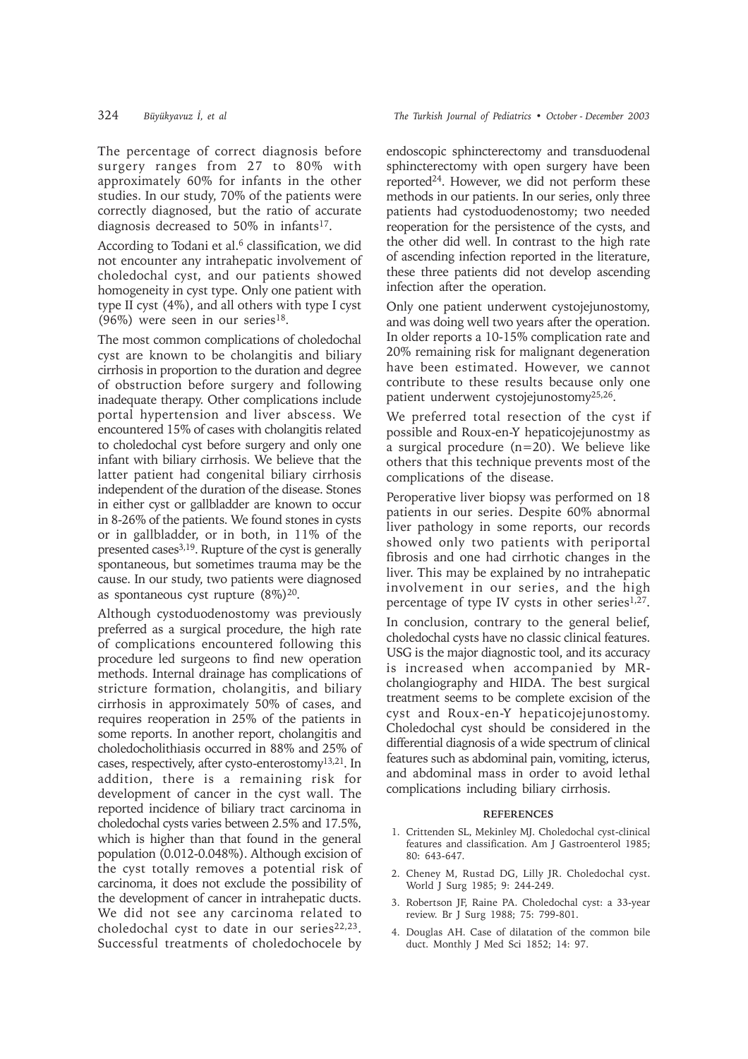The percentage of correct diagnosis before surgery ranges from 27 to 80% with approximately 60% for infants in the other studies. In our study, 70% of the patients were correctly diagnosed, but the ratio of accurate diagnosis decreased to 50% in infants[17].

According to Todani et al.[6] classification, we did not encounter any intrahepatic involvement of choledochal cyst, and our patients showed homogeneity in cyst type. Only one patient with type II cyst (4%), and all others with type I cyst (96%) were seen in our series[18].

The most common complications of choledochal cyst are known to be cholangitis and biliary cirrhosis in proportion to the duration and degree of obstruction before surgery and following inadequate therapy. Other complications include portal hypertension and liver abscess. We encountered 15% of cases with cholangitis related to choledochal cyst before surgery and only one infant with biliary cirrhosis. We believe that the latter patient had congenital biliary cirrhosis independent of the duration of the disease. Stones in either cyst or gallbladder are known to occur in 8-26% of the patients. We found stones in cysts or in gallbladder, or in both, in 11% of the presented cases[3,19]. Rupture of the cyst is generally spontaneous, but sometimes trauma may be the cause. In our study, two patients were diagnosed as spontaneous cyst rupture (8%)[20].

Although cystoduodenostomy was previously preferred as a surgical procedure, the high rate of complications encountered following this procedure led surgeons to find new operation methods. Internal drainage has complications of stricture formation, cholangitis, and biliary cirrhosis in approximately 50% of cases, and requires reoperation in 25% of the patients in some reports. In another report, cholangitis and choledocholithiasis occurred in 88% and 25% of cases, respectively, after cysto-enterostomy[13,21]. In addition, there is a remaining risk for development of cancer in the cyst wall. The reported incidence of biliary tract carcinoma in choledochal cysts varies between 2.5% and 17.5%, which is higher than that found in the general population (0.012-0.048%). Although excision of the cyst totally removes a potential risk of carcinoma, it does not exclude the possibility of the development of cancer in intrahepatic ducts. We did not see any carcinoma related to choledochal cyst to date in our series[22,23]. Successful treatments of choledochocele by endoscopic sphincterectomy and transduodenal sphincterectomy with open surgery have been reported[24]. However, we did not perform these methods in our patients. In our series, only three patients had cystoduodenostomy; two needed reoperation for the persistence of the cysts, and the other did well. In contrast to the high rate of ascending infection reported in the literature, these three patients did not develop ascending infection after the operation.

Only one patient underwent cystojejunostomy, and was doing well two years after the operation. In older reports a 10-15% complication rate and 20% remaining risk for malignant degeneration have been estimated. However, we cannot contribute to these results because only one patient underwent cystojejunostomy[25,26].

We preferred total resection of the cyst if possible and Roux-en-Y hepaticojejunostmy as a surgical procedure (n=20). We believe like others that this technique prevents most of the complications of the disease.

Peroperative liver biopsy was performed on 18 patients in our series. Despite 60% abnormal liver pathology in some reports, our records showed only two patients with periportal fibrosis and one had cirrhotic changes in the liver. This may be explained by no intrahepatic involvement in our series, and the high percentage of type IV cysts in other series[1,27].

In conclusion, contrary to the general belief, choledochal cysts have no classic clinical features. USG is the major diagnostic tool, and its accuracy is increased when accompanied by MR-cholangiography and HIDA. The best surgical treatment seems to be complete excision of the cyst and Roux-en-Y hepaticojejunostomy. Choledochal cyst should be considered in the differential diagnosis of a wide spectrum of clinical features such as abdominal pain, vomiting, icterus, and abdominal mass in order to avoid lethal complications including biliary cirrhosis.

## REFERENCES

1. Crittenden SL, Mekinley MJ. Choledochal cyst-clinical features and classification. Am J Gastroenterol 1985; 80: 643-647.
2. Cheney M, Rustad DG, Lilly JR. Choledochal cyst. World J Surg 1985; 9: 244-249.
3. Robertson JF, Raine PA. Choledochal cyst: a 33-year review. Br J Surg 1988; 75: 799-801.
4. Douglas AH. Case of dilatation of the common bile duct. Monthly J Med Sci 1852; 14: 97.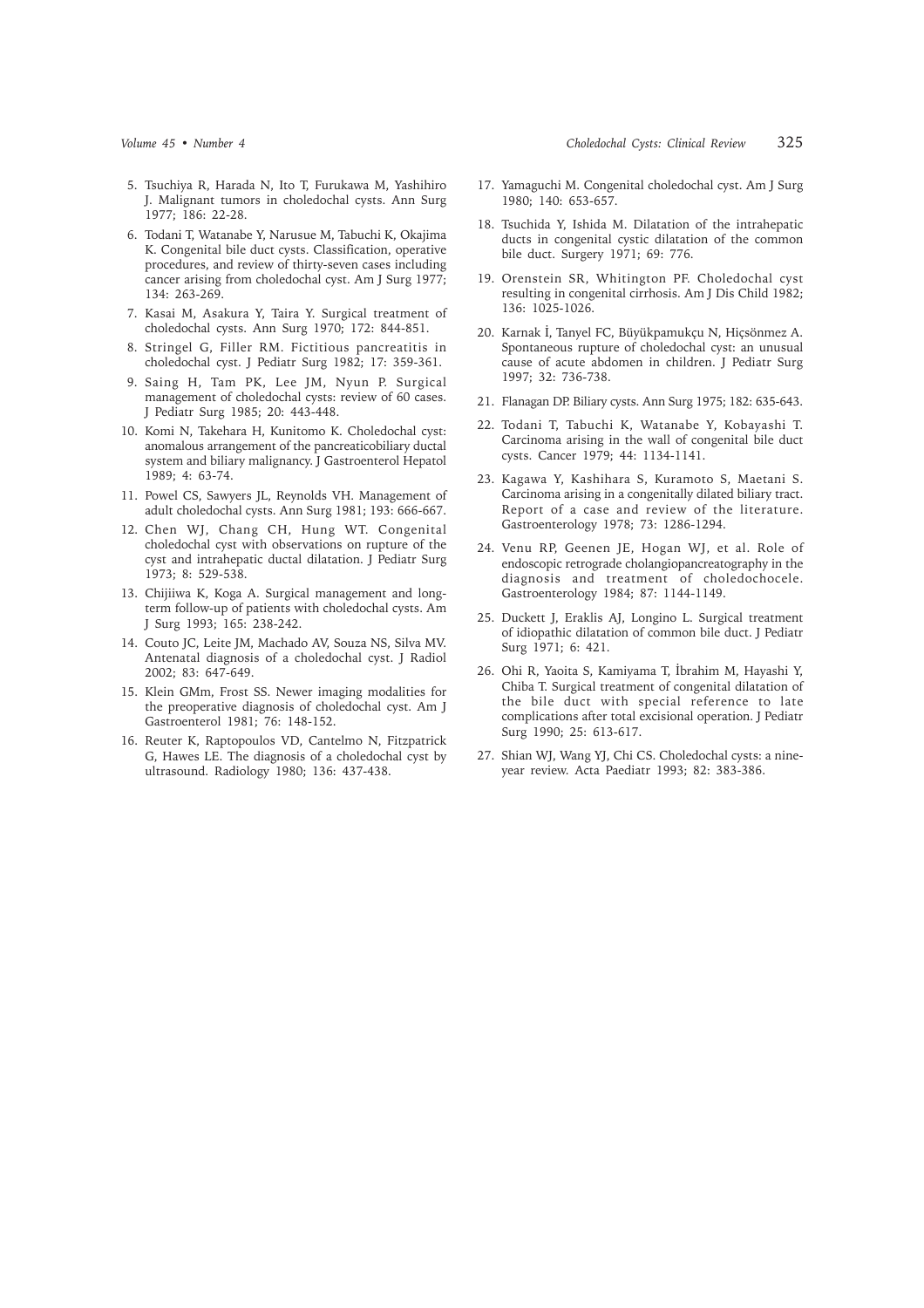5. Tsuchiya R, Harada N, Ito T, Furukawa M, Yashihiro J. Malignant tumors in choledochal cysts. Ann Surg 1977; 186: 22-28.
6. Todani T, Watanabe Y, Narusue M, Tabuchi K, Okajima K. Congenital bile duct cysts. Classification, operative procedures, and review of thirty-seven cases including cancer arising from choledochal cyst. Am J Surg 1977; 134: 263-269.
7. Kasai M, Asakura Y, Taira Y. Surgical treatment of choledochal cysts. Ann Surg 1970; 172: 844-851.
8. Stringel G, Filler RM. Fictitious pancreatitis in choledochal cyst. J Pediatr Surg 1982; 17: 359-361.
9. Saing H, Tam PK, Lee JM, Nyun P. Surgical management of choledochal cysts: review of 60 cases. J Pediatr Surg 1985; 20: 443-448.
10. Komi N, Takehara H, Kunitomo K. Choledochal cyst: anomalous arrangement of the pancreaticobiliary ductal system and biliary malignancy. J Gastroenterol Hepatol 1989; 4: 63-74.
11. Powel CS, Sawyers JL, Reynolds VH. Management of adult choledochal cysts. Ann Surg 1981; 193: 666-667.
12. Chen WJ, Chang CH, Hung WT. Congenital choledochal cyst with observations on rupture of the cyst and intrahepatic ductal dilatation. J Pediatr Surg 1973; 8: 529-538.
13. Chijiiwa K, Koga A. Surgical management and long-term follow-up of patients with choledochal cysts. Am J Surg 1993; 165: 238-242.
14. Couto JC, Leite JM, Machado AV, Souza NS, Silva MV. Antenatal diagnosis of a choledochal cyst. J Radiol 2002; 83: 647-649.
15. Klein GMm, Frost SS. Newer imaging modalities for the preoperative diagnosis of choledochal cyst. Am J Gastroenterol 1981; 76: 148-152.
16. Reuter K, Raptopoulos VD, Cantelmo N, Fitzpatrick G, Hawes LE. The diagnosis of a choledochal cyst by ultrasound. Radiology 1980; 136: 437-438.
17. Yamaguchi M. Congenital choledochal cyst. Am J Surg 1980; 140: 653-657.
18. Tsuchida Y, Ishida M. Dilatation of the intrahepatic ducts in congenital cystic dilatation of the common bile duct. Surgery 1971; 69: 776.
19. Orenstein SR, Whitington PF. Choledochal cyst resulting in congenital cirrhosis. Am J Dis Child 1982; 136: 1025-1026.
20. Karnak İ, Tanyel FC, Büyükpamukçu N, Hiçsönmez A. Spontaneous rupture of choledochal cyst: an unusual cause of acute abdomen in children. J Pediatr Surg 1997; 32: 736-738.
21. Flanagan DP. Biliary cysts. Ann Surg 1975; 182: 635-643.
22. Todani T, Tabuchi K, Watanabe Y, Kobayashi T. Carcinoma arising in the wall of congenital bile duct cysts. Cancer 1979; 44: 1134-1141.
23. Kagawa Y, Kashihara S, Kuramoto S, Maetani S. Carcinoma arising in a congenitally dilated biliary tract. Report of a case and review of the literature. Gastroenterology 1978; 73: 1286-1294.
24. Venu RP, Geenen JE, Hogan WJ, et al. Role of endoscopic retrograde cholangiopancreatography in the diagnosis and treatment of choledochocele. Gastroenterology 1984; 87: 1144-1149.
25. Duckett J, Eraklis AJ, Longino L. Surgical treatment of idiopathic dilatation of common bile duct. J Pediatr Surg 1971; 6: 421.
26. Ohi R, Yaoita S, Kamiyama T, İbrahim M, Hayashi Y, Chiba T. Surgical treatment of congenital dilatation of the bile duct with special reference to late complications after total excisional operation. J Pediatr Surg 1990; 25: 613-617.
27. Shian WJ, Wang YJ, Chi CS. Choledochal cysts: a nine-year review. Acta Paediatr 1993; 82: 383-386.